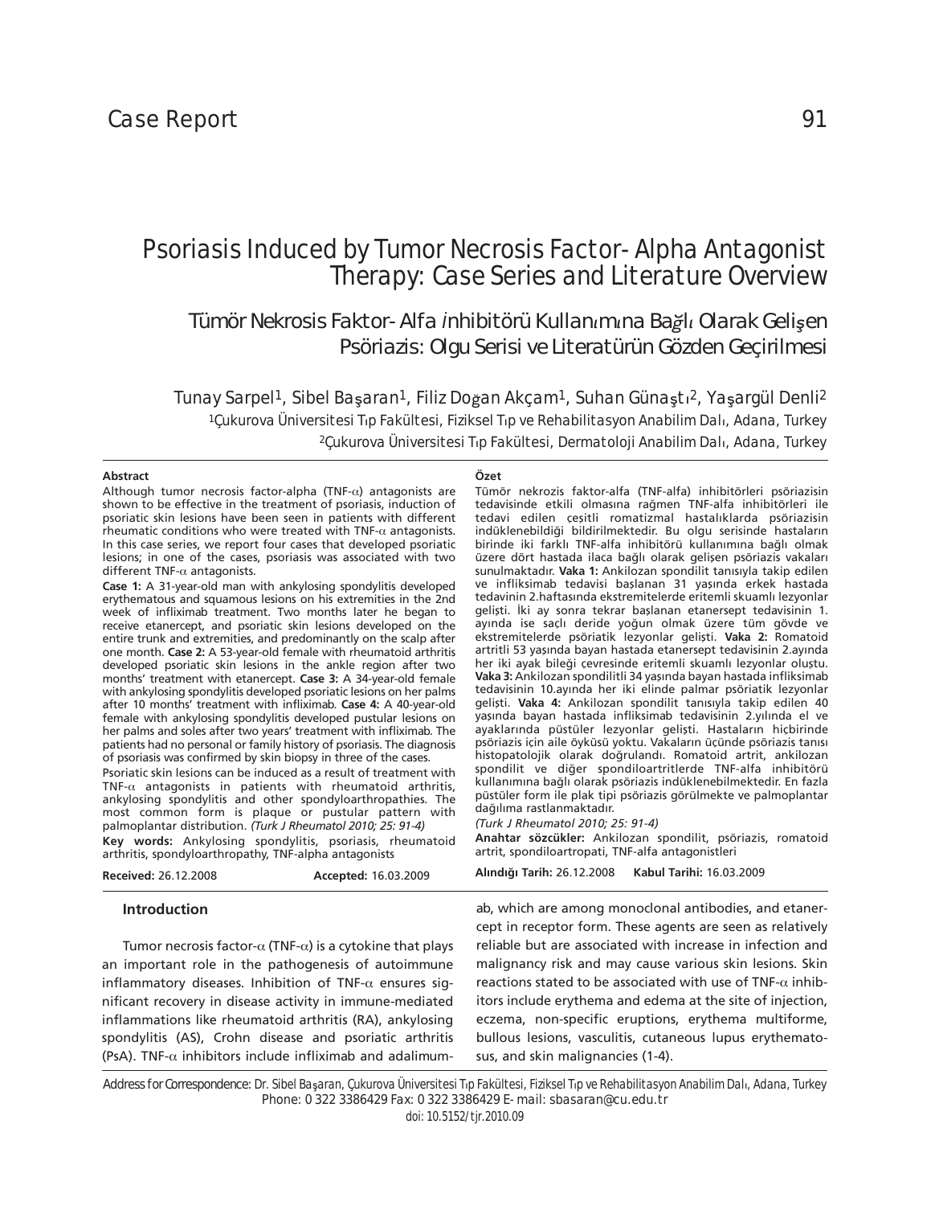Case Report

# Psoriasis Induced by Tumor Necrosis Factor-Alpha Antagonist Therapy: Case Series and Literature Overview

## Tümör Nekrosis Faktor-Alfa *i*nhibitörü Kullanımına Bağlı Olarak Gelişen Psöriazis: Olgu Serisi ve Literatürün Gözden Geçirilmesi

Tunay Sarpel[1], Sibel Başaran[1], Filiz Doğan Akçam[1], Suhan Günaştı[2], Yaşargül Denli[2]

[1]Çukurova Üniversitesi Tıp Fakültesi, Fiziksel Tıp ve Rehabilitasyon Anabilim Dalı, Adana, Turkey

[2]Çukurova Üniversitesi Tıp Fakültesi, Dermatoloji Anabilim Dalı, Adana, Turkey

**Abstract**

Although tumor necrosis factor-alpha (TNF-α) antagonists are shown to be effective in the treatment of psoriasis, induction of psoriatic skin lesions have been seen in patients with different rheumatic conditions who were treated with TNF-α antagonists. In this case series, we report four cases that developed psoriatic lesions; in one of the cases, psoriasis was associated with two different TNF-α antagonists.

**Case 1:** A 31-year-old man with ankylosing spondylitis developed erythematous and squamous lesions on his extremities in the 2nd week of infliximab treatment. Two months later he began to receive etanercept, and psoriatic skin lesions developed on the entire trunk and extremities, and predominantly on the scalp after one month. **Case 2:** A 53-year-old female with rheumatoid arthritis developed psoriatic skin lesions in the ankle region after two months' treatment with etanercept. **Case 3:** A 34-year-old female with ankylosing spondylitis developed psoriatic lesions on her palms after 10 months' treatment with infliximab. **Case 4:** A 40-year-old female with ankylosing spondylitis developed pustular lesions on her palms and soles after two years' treatment with infliximab. The patients had no personal or family history of psoriasis. The diagnosis of psoriasis was confirmed by skin biopsy in three of the cases.

Psoriatic skin lesions can be induced as a result of treatment with TNF-α antagonists in patients with rheumatoid arthritis, ankylosing spondylitis and other spondyloarthropathies. The most common form is plaque or pustular pattern with palmoplantar distribution. *(Turk J Rheumatol 2010; 25: 91-4)*

**Key words:** Ankylosing spondylitis, psoriasis, rheumatoid arthritis, spondyloarthropathy, TNF-alpha antagonists

**Received:** 26.12.2008 **Accepted:** 16.03.2009

**Özet**

Tümör nekrozis faktor-alfa (TNF-alfa) inhibitörleri psöriazisin tedavisinde etkili olmasına rağmen TNF-alfa inhibitörleri ile tedavi edilen çeşitli romatizmal hastalıklarda psöriazisin indüklenebildiği bildirilmektedir. Bu olgu serisinde hastaların birinde iki farklı TNF-alfa inhibitörü kullanımına bağlı olmak üzere dört hastada ilaca bağlı olarak gelişen psöriazis vakaları sunulmaktadır. **Vaka 1:** Ankilozan spondilit tanısıyla takip edilen ve infliksimab tedavisi başlanan 31 yaşında erkek hastada tedavinin 2.haftasında ekstremitelerde eritemli skuamlı lezyonlar gelişti. İki ay sonra tekrar başlanan etanersept tedavisinin 1. ayında ise saçlı deride yoğun olmak üzere tüm gövde ve ekstremitelerde psöriatik lezyonlar gelişti. **Vaka 2:** Romatoid artritli 53 yaşında bayan hastada etanersept tedavisinin 2.ayında her iki ayak bileği çevresinde eritemli skuamlı lezyonlar oluştu. **Vaka 3:** Ankilozan spondilitli 34 yaşında bayan hastada infliksimab tedavisinin 10.ayında her iki elinde palmar psöriatik lezyonlar gelişti. **Vaka 4:** Ankilozan spondilit tanısıyla takip edilen 40 yaşında bayan hastada infliksimab tedavisinin 2.yılında el ve ayaklarında püstüler lezyonlar gelişti. Hastaların hiçbirinde psöriazis için aile öyküsü yoktu. Vakaların üçünde psöriazis tanısı histopatolojik olarak doğrulandı. Romatoid artrit, ankilozan spondilit ve diğer spondiloartritlerde TNF-alfa inhibitörü kullanımına bağlı olarak psöriazis indüklenebilmektedir. En fazla püstüler form ile plak tipi psöriazis görülmekte ve palmoplantar dağılıma rastlanmaktadır.

*(Turk J Rheumatol 2010; 25: 91-4)*

**Anahtar sözcükler:** Ankilozan spondilit, psöriazis, romatoid artrit, spondiloartropati, TNF-alfa antagonistleri

**Alındığı Tarih:** 26.12.2008 **Kabul Tarihi:** 16.03.2009

### Introduction

Tumor necrosis factor-α (TNF-α) is a cytokine that plays an important role in the pathogenesis of autoimmune inflammatory diseases. Inhibition of TNF-α ensures significant recovery in disease activity in immune-mediated inflammations like rheumatoid arthritis (RA), ankylosing spondylitis (AS), Crohn disease and psoriatic arthritis (PsA). TNF-α inhibitors include infliximab and adalimumab, which are among monoclonal antibodies, and etanercept in receptor form. These agents are seen as relatively reliable but are associated with increase in infection and malignancy risk and may cause various skin lesions. Skin reactions stated to be associated with use of TNF-α inhibitors include erythema and edema at the site of injection, eczema, non-specific eruptions, erythema multiforme, bullous lesions, vasculitis, cutaneous lupus erythematosus, and skin malignancies (1-4).

Address for Correspondence: Dr. Sibel Başaran, Çukurova Üniversitesi Tıp Fakültesi, Fiziksel Tıp ve Rehabilitasyon Anabilim Dalı, Adana, Turkey Phone: 0 322 3386429 Fax: 0 322 3386429 E-mail: sbasaran@cu.edu.tr

doi: 10.5152/tjr.2010.09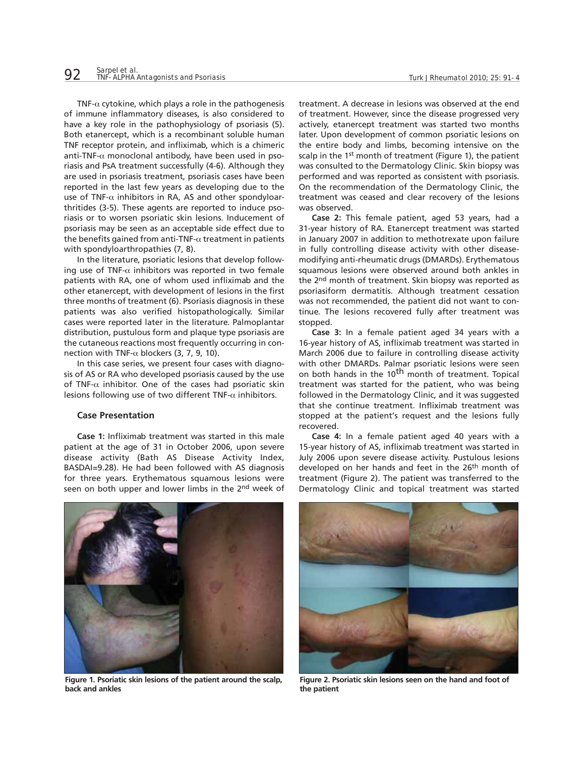TNF-α cytokine, which plays a role in the pathogenesis of immune inflammatory diseases, is also considered to have a key role in the pathophysiology of psoriasis (5). Both etanercept, which is a recombinant soluble human TNF receptor protein, and infliximab, which is a chimeric anti-TNF-α monoclonal antibody, have been used in psoriasis and PsA treatment successfully (4-6). Although they are used in psoriasis treatment, psoriasis cases have been reported in the last few years as developing due to the use of TNF-α inhibitors in RA, AS and other spondyloarthritides (3-5). These agents are reported to induce psoriasis or to worsen psoriatic skin lesions. Inducement of psoriasis may be seen as an acceptable side effect due to the benefits gained from anti-TNF-α treatment in patients with spondyloarthropathies (7, 8).

In the literature, psoriatic lesions that develop following use of TNF-α inhibitors was reported in two female patients with RA, one of whom used infliximab and the other etanercept, with development of lesions in the first three months of treatment (6). Psoriasis diagnosis in these patients was also verified histopathologically. Similar cases were reported later in the literature. Palmoplantar distribution, pustulous form and plaque type psoriasis are the cutaneous reactions most frequently occurring in connection with TNF-α blockers (3, 7, 9, 10).

In this case series, we present four cases with diagnosis of AS or RA who developed psoriasis caused by the use of TNF-α inhibitor. One of the cases had psoriatic skin lesions following use of two different TNF-α inhibitors.

## Case Presentation

**Case 1:** Infliximab treatment was started in this male patient at the age of 31 in October 2006, upon severe disease activity (Bath AS Disease Activity Index, BASDAI=9.28). He had been followed with AS diagnosis for three years. Erythematous squamous lesions were seen on both upper and lower limbs in the 2nd week of treatment. A decrease in lesions was observed at the end of treatment. However, since the disease progressed very actively, etanercept treatment was started two months later. Upon development of common psoriatic lesions on the entire body and limbs, becoming intensive on the scalp in the 1st month of treatment (Figure 1), the patient was consulted to the Dermatology Clinic. Skin biopsy was performed and was reported as consistent with psoriasis. On the recommendation of the Dermatology Clinic, the treatment was ceased and clear recovery of the lesions was observed.

**Case 2:** This female patient, aged 53 years, had a 31-year history of RA. Etanercept treatment was started in January 2007 in addition to methotrexate upon failure in fully controlling disease activity with other disease-modifying anti-rheumatic drugs (DMARDs). Erythematous squamous lesions were observed around both ankles in the 2nd month of treatment. Skin biopsy was reported as psoriasiform dermatitis. Although treatment cessation was not recommended, the patient did not want to continue. The lesions recovered fully after treatment was stopped.

**Case 3:** In a female patient aged 34 years with a 16-year history of AS, infliximab treatment was started in March 2006 due to failure in controlling disease activity with other DMARDs. Palmar psoriatic lesions were seen on both hands in the 10th month of treatment. Topical treatment was started for the patient, who was being followed in the Dermatology Clinic, and it was suggested that she continue treatment. Infliximab treatment was stopped at the patient's request and the lesions fully recovered.

**Case 4:** In a female patient aged 40 years with a 15-year history of AS, infliximab treatment was started in July 2006 upon severe disease activity. Pustulous lesions developed on her hands and feet in the 26th month of treatment (Figure 2). The patient was transferred to the Dermatology Clinic and topical treatment was started

**Figure 1. Psoriatic skin lesions of the patient around the scalp, back and ankles**

**Figure 2. Psoriatic skin lesions seen on the hand and foot of the patient**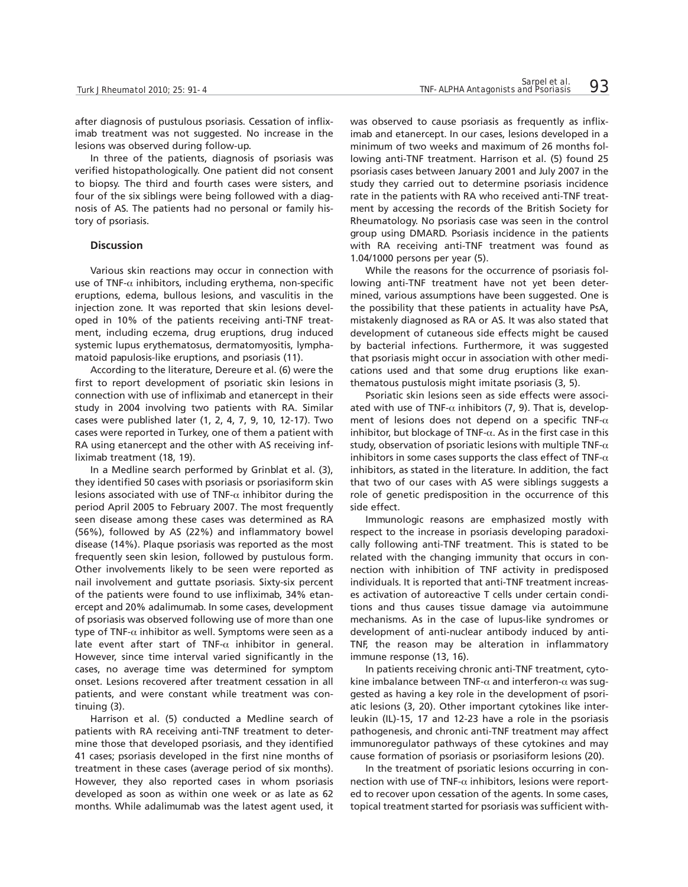after diagnosis of pustulous psoriasis. Cessation of infliximab treatment was not suggested. No increase in the lesions was observed during follow-up.

In three of the patients, diagnosis of psoriasis was verified histopathologically. One patient did not consent to biopsy. The third and fourth cases were sisters, and four of the six siblings were being followed with a diagnosis of AS. The patients had no personal or family history of psoriasis.

## Discussion

Various skin reactions may occur in connection with use of TNF-α inhibitors, including erythema, non-specific eruptions, edema, bullous lesions, and vasculitis in the injection zone. It was reported that skin lesions developed in 10% of the patients receiving anti-TNF treatment, including eczema, drug eruptions, drug induced systemic lupus erythematosus, dermatomyositis, lymphamatoid papulosis-like eruptions, and psoriasis (11).

According to the literature, Dereure et al. (6) were the first to report development of psoriatic skin lesions in connection with use of infliximab and etanercept in their study in 2004 involving two patients with RA. Similar cases were published later (1, 2, 4, 7, 9, 10, 12-17). Two cases were reported in Turkey, one of them a patient with RA using etanercept and the other with AS receiving infliximab treatment (18, 19).

In a Medline search performed by Grinblat et al. (3), they identified 50 cases with psoriasis or psoriasiform skin lesions associated with use of TNF-α inhibitor during the period April 2005 to February 2007. The most frequently seen disease among these cases was determined as RA (56%), followed by AS (22%) and inflammatory bowel disease (14%). Plaque psoriasis was reported as the most frequently seen skin lesion, followed by pustulous form. Other involvements likely to be seen were reported as nail involvement and guttate psoriasis. Sixty-six percent of the patients were found to use infliximab, 34% etanercept and 20% adalimumab. In some cases, development of psoriasis was observed following use of more than one type of TNF-α inhibitor as well. Symptoms were seen as a late event after start of TNF-α inhibitor in general. However, since time interval varied significantly in the cases, no average time was determined for symptom onset. Lesions recovered after treatment cessation in all patients, and were constant while treatment was continuing (3).

Harrison et al. (5) conducted a Medline search of patients with RA receiving anti-TNF treatment to determine those that developed psoriasis, and they identified 41 cases; psoriasis developed in the first nine months of treatment in these cases (average period of six months). However, they also reported cases in whom psoriasis developed as soon as within one week or as late as 62 months. While adalimumab was the latest agent used, it was observed to cause psoriasis as frequently as infliximab and etanercept. In our cases, lesions developed in a minimum of two weeks and maximum of 26 months following anti-TNF treatment. Harrison et al. (5) found 25 psoriasis cases between January 2001 and July 2007 in the study they carried out to determine psoriasis incidence rate in the patients with RA who received anti-TNF treatment by accessing the records of the British Society for Rheumatology. No psoriasis case was seen in the control group using DMARD. Psoriasis incidence in the patients with RA receiving anti-TNF treatment was found as 1.04/1000 persons per year (5).

While the reasons for the occurrence of psoriasis following anti-TNF treatment have not yet been determined, various assumptions have been suggested. One is the possibility that these patients in actuality have PsA, mistakenly diagnosed as RA or AS. It was also stated that development of cutaneous side effects might be caused by bacterial infections. Furthermore, it was suggested that psoriasis might occur in association with other medications used and that some drug eruptions like exanthematous pustulosis might imitate psoriasis (3, 5).

Psoriatic skin lesions seen as side effects were associated with use of TNF-α inhibitors (7, 9). That is, development of lesions does not depend on a specific TNF-α inhibitor, but blockage of TNF-α. As in the first case in this study, observation of psoriatic lesions with multiple TNF-α inhibitors in some cases supports the class effect of TNF-α inhibitors, as stated in the literature. In addition, the fact that two of our cases with AS were siblings suggests a role of genetic predisposition in the occurrence of this side effect.

Immunologic reasons are emphasized mostly with respect to the increase in psoriasis developing paradoxically following anti-TNF treatment. This is stated to be related with the changing immunity that occurs in connection with inhibition of TNF activity in predisposed individuals. It is reported that anti-TNF treatment increases activation of autoreactive T cells under certain conditions and thus causes tissue damage via autoimmune mechanisms. As in the case of lupus-like syndromes or development of anti-nuclear antibody induced by anti-TNF, the reason may be alteration in inflammatory immune response (13, 16).

In patients receiving chronic anti-TNF treatment, cytokine imbalance between TNF-α and interferon-α was suggested as having a key role in the development of psoriatic lesions (3, 20). Other important cytokines like interleukin (IL)-15, 17 and 12-23 have a role in the psoriasis pathogenesis, and chronic anti-TNF treatment may affect immunoregulator pathways of these cytokines and may cause formation of psoriasis or psoriasiform lesions (20).

In the treatment of psoriatic lesions occurring in connection with use of TNF-α inhibitors, lesions were reported to recover upon cessation of the agents. In some cases, topical treatment started for psoriasis was sufficient with-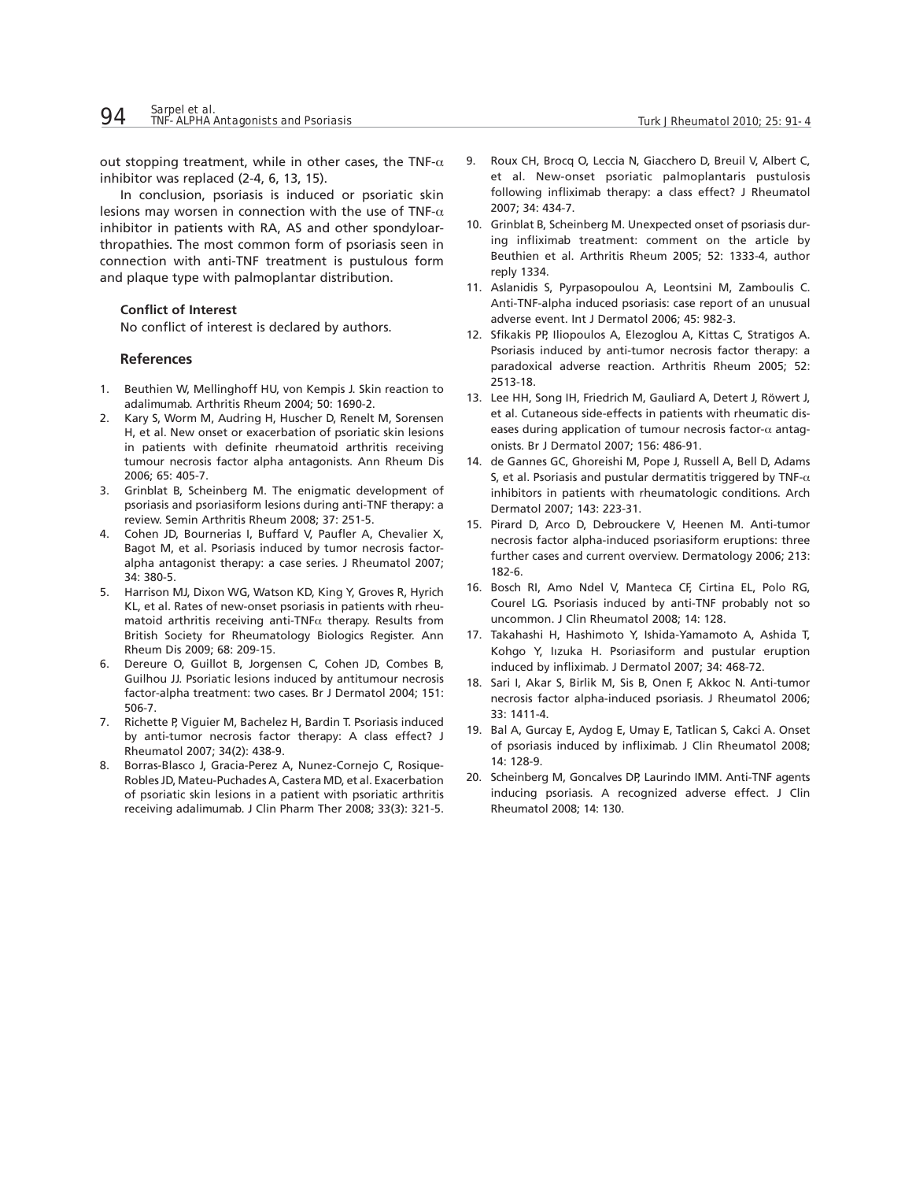out stopping treatment, while in other cases, the TNF-$\alpha$ inhibitor was replaced (2-4, 6, 13, 15).

In conclusion, psoriasis is induced or psoriatic skin lesions may worsen in connection with the use of TNF-$\alpha$ inhibitor in patients with RA, AS and other spondyloarthropathies. The most common form of psoriasis seen in connection with anti-TNF treatment is pustulous form and plaque type with palmoplantar distribution.

#### Conflict of Interest

No conflict of interest is declared by authors.

### References

1. Beuthien W, Mellinghoff HU, von Kempis J. Skin reaction to adalimumab. Arthritis Rheum 2004; 50: 1690-2.
2. Kary S, Worm M, Audring H, Huscher D, Renelt M, Sorensen H, et al. New onset or exacerbation of psoriatic skin lesions in patients with definite rheumatoid arthritis receiving tumour necrosis factor alpha antagonists. Ann Rheum Dis 2006; 65: 405-7.
3. Grinblat B, Scheinberg M. The enigmatic development of psoriasis and psoriasiform lesions during anti-TNF therapy: a review. Semin Arthritis Rheum 2008; 37: 251-5.
4. Cohen JD, Bournerias I, Buffard V, Paufler A, Chevalier X, Bagot M, et al. Psoriasis induced by tumor necrosis factor-alpha antagonist therapy: a case series. J Rheumatol 2007; 34: 380-5.
5. Harrison MJ, Dixon WG, Watson KD, King Y, Groves R, Hyrich KL, et al. Rates of new-onset psoriasis in patients with rheumatoid arthritis receiving anti-TNF$\alpha$ therapy. Results from British Society for Rheumatology Biologics Register. Ann Rheum Dis 2009; 68: 209-15.
6. Dereure O, Guillot B, Jorgensen C, Cohen JD, Combes B, Guilhou JJ. Psoriatic lesions induced by antitumour necrosis factor-alpha treatment: two cases. Br J Dermatol 2004; 151: 506-7.
7. Richette P, Viguier M, Bachelez H, Bardin T. Psoriasis induced by anti-tumor necrosis factor therapy: A class effect? J Rheumatol 2007; 34(2): 438-9.
8. Borras-Blasco J, Gracia-Perez A, Nunez-Cornejo C, Rosique-Robles JD, Mateu-Puchades A, Castera MD, et al. Exacerbation of psoriatic skin lesions in a patient with psoriatic arthritis receiving adalimumab. J Clin Pharm Ther 2008; 33(3): 321-5.
9. Roux CH, Brocq O, Leccia N, Giacchero D, Breuil V, Albert C, et al. New-onset psoriatic palmoplantaris pustulosis following infliximab therapy: a class effect? J Rheumatol 2007; 34: 434-7.
10. Grinblat B, Scheinberg M. Unexpected onset of psoriasis during infliximab treatment: comment on the article by Beuthien et al. Arthritis Rheum 2005; 52: 1333-4, author reply 1334.
11. Aslanidis S, Pyrpasopoulou A, Leontsini M, Zamboulis C. Anti-TNF-alpha induced psoriasis: case report of an unusual adverse event. Int J Dermatol 2006; 45: 982-3.
12. Sfikakis PP, Iliopoulos A, Elezoglou A, Kittas C, Stratigos A. Psoriasis induced by anti-tumor necrosis factor therapy: a paradoxical adverse reaction. Arthritis Rheum 2005; 52: 2513-18.
13. Lee HH, Song IH, Friedrich M, Gauliard A, Detert J, Röwert J, et al. Cutaneous side-effects in patients with rheumatic diseases during application of tumour necrosis factor-$\alpha$ antagonists. Br J Dermatol 2007; 156: 486-91.
14. de Gannes GC, Ghoreishi M, Pope J, Russell A, Bell D, Adams S, et al. Psoriasis and pustular dermatitis triggered by TNF-$\alpha$ inhibitors in patients with rheumatologic conditions. Arch Dermatol 2007; 143: 223-31.
15. Pirard D, Arco D, Debrouckere V, Heenen M. Anti-tumor necrosis factor alpha-induced psoriasiform eruptions: three further cases and current overview. Dermatology 2006; 213: 182-6.
16. Bosch RI, Amo Ndel V, Manteca CF, Cirtina EL, Polo RG, Courel LG. Psoriasis induced by anti-TNF probably not so uncommon. J Clin Rheumatol 2008; 14: 128.
17. Takahashi H, Hashimoto Y, Ishida-Yamamoto A, Ashida T, Kohgo Y, Iızuka H. Psoriasiform and pustular eruption induced by infliximab. J Dermatol 2007; 34: 468-72.
18. Sari I, Akar S, Birlik M, Sis B, Onen F, Akkoc N. Anti-tumor necrosis factor alpha-induced psoriasis. J Rheumatol 2006; 33: 1411-4.
19. Bal A, Gurcay E, Aydog E, Umay E, Tatlican S, Cakci A. Onset of psoriasis induced by infliximab. J Clin Rheumatol 2008; 14: 128-9.
20. Scheinberg M, Goncalves DP, Laurindo IMM. Anti-TNF agents inducing psoriasis. A recognized adverse effect. J Clin Rheumatol 2008; 14: 130.